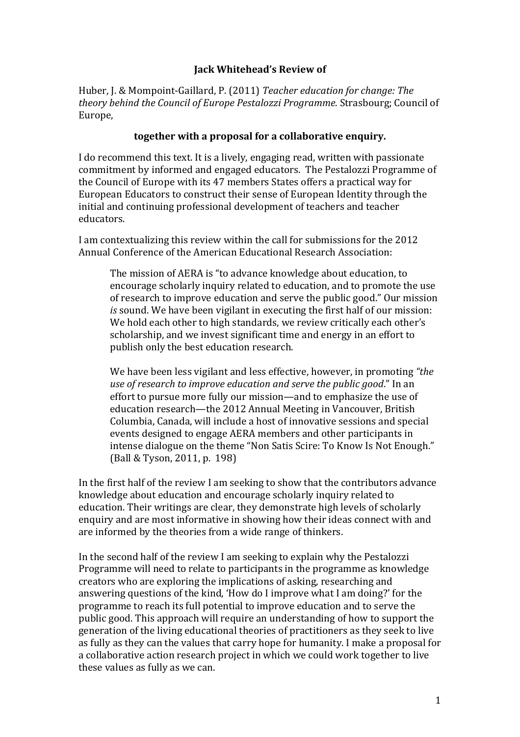**Jack Whitehead's Review of**

Huber, J. & Mompoint-Gaillard, P. (2011) *Teacher education for change: The theory behind the Council of Europe Pestalozzi Programme*. Strasbourg; Council of Europe,

**together with a proposal for a collaborative enquiry.**

I do recommend this text. It is a lively, engaging read, written with passionate commitment by informed and engaged educators. The Pestalozzi Programme of the Council of Europe with its 47 members States offers a practical way for European Educators to construct their sense of European Identity through the initial and continuing professional development of teachers and teacher educators.

I am contextualizing this review within the call for submissions for the 2012 Annual Conference of the American Educational Research Association:

> The mission of AERA is "to advance knowledge about education, to encourage scholarly inquiry related to education, and to promote the use of research to improve education and serve the public good." Our mission *is* sound. We have been vigilant in executing the first half of our mission: We hold each other to high standards, we review critically each other's scholarship, and we invest significant time and energy in an effort to publish only the best education research.
>
> We have been less vigilant and less effective, however, in promoting *"the use of research to improve education and serve the public good*." In an effort to pursue more fully our mission—and to emphasize the use of education research—the 2012 Annual Meeting in Vancouver, British Columbia, Canada, will include a host of innovative sessions and special events designed to engage AERA members and other participants in intense dialogue on the theme "Non Satis Scire: To Know Is Not Enough." (Ball & Tyson, 2011, p. 198)

In the first half of the review I am seeking to show that the contributors advance knowledge about education and encourage scholarly inquiry related to education. Their writings are clear, they demonstrate high levels of scholarly enquiry and are most informative in showing how their ideas connect with and are informed by the theories from a wide range of thinkers.

In the second half of the review I am seeking to explain why the Pestalozzi Programme will need to relate to participants in the programme as knowledge creators who are exploring the implications of asking, researching and answering questions of the kind, 'How do I improve what I am doing?' for the programme to reach its full potential to improve education and to serve the public good. This approach will require an understanding of how to support the generation of the living educational theories of practitioners as they seek to live as fully as they can the values that carry hope for humanity. I make a proposal for a collaborative action research project in which we could work together to live these values as fully as we can.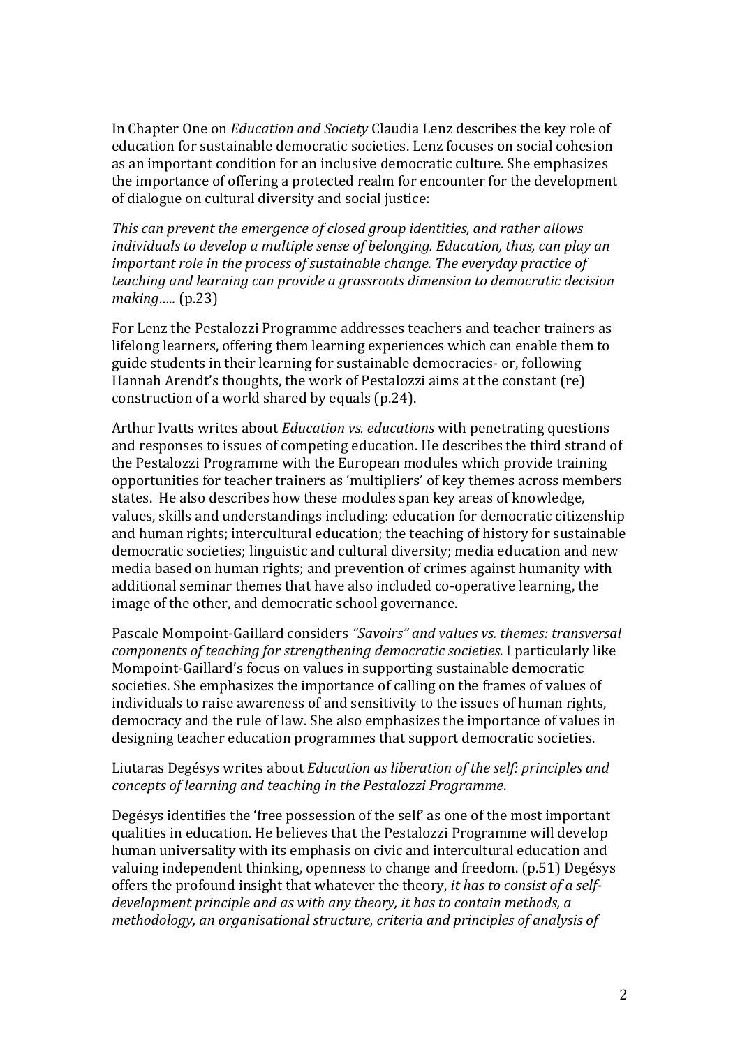In Chapter One on *Education and Society* Claudia Lenz describes the key role of education for sustainable democratic societies. Lenz focuses on social cohesion as an important condition for an inclusive democratic culture. She emphasizes the importance of offering a protected realm for encounter for the development of dialogue on cultural diversity and social justice:

*This can prevent the emergence of closed group identities, and rather allows individuals to develop a multiple sense of belonging. Education, thus, can play an important role in the process of sustainable change. The everyday practice of teaching and learning can provide a grassroots dimension to democratic decision making…..* (p.23)

For Lenz the Pestalozzi Programme addresses teachers and teacher trainers as lifelong learners, offering them learning experiences which can enable them to guide students in their learning for sustainable democracies- or, following Hannah Arendt's thoughts, the work of Pestalozzi aims at the constant (re) construction of a world shared by equals (p.24).

Arthur Ivatts writes about *Education vs. educations* with penetrating questions and responses to issues of competing education. He describes the third strand of the Pestalozzi Programme with the European modules which provide training opportunities for teacher trainers as 'multipliers' of key themes across members states. He also describes how these modules span key areas of knowledge, values, skills and understandings including: education for democratic citizenship and human rights; intercultural education; the teaching of history for sustainable democratic societies; linguistic and cultural diversity; media education and new media based on human rights; and prevention of crimes against humanity with additional seminar themes that have also included co-operative learning, the image of the other, and democratic school governance.

Pascale Mompoint-Gaillard considers *"Savoirs" and values vs. themes: transversal components of teaching for strengthening democratic societies*. I particularly like Mompoint-Gaillard's focus on values in supporting sustainable democratic societies. She emphasizes the importance of calling on the frames of values of individuals to raise awareness of and sensitivity to the issues of human rights, democracy and the rule of law. She also emphasizes the importance of values in designing teacher education programmes that support democratic societies.

Liutaras Degésys writes about *Education as liberation of the self: principles and concepts of learning and teaching in the Pestalozzi Programme*.

Degésys identifies the 'free possession of the self' as one of the most important qualities in education. He believes that the Pestalozzi Programme will develop human universality with its emphasis on civic and intercultural education and valuing independent thinking, openness to change and freedom. (p.51) Degésys offers the profound insight that whatever the theory, *it has to consist of a self-development principle and as with any theory, it has to contain methods, a methodology, an organisational structure, criteria and principles of analysis of*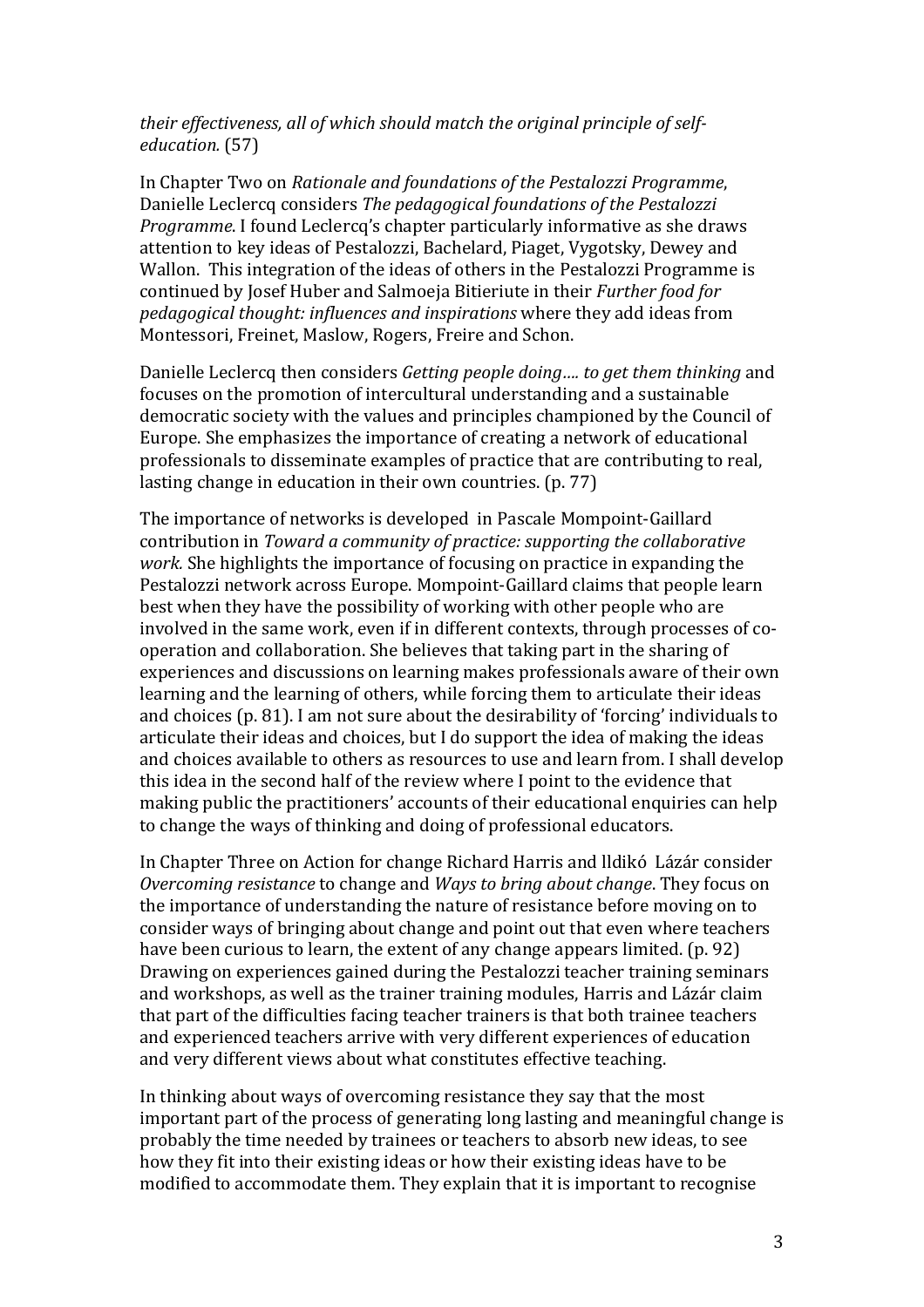*their effectiveness, all of which should match the original principle of self-education.* (57)

In Chapter Two on *Rationale and foundations of the Pestalozzi Programme*, Danielle Leclercq considers *The pedagogical foundations of the Pestalozzi Programme*. I found Leclercq's chapter particularly informative as she draws attention to key ideas of Pestalozzi, Bachelard, Piaget, Vygotsky, Dewey and Wallon. This integration of the ideas of others in the Pestalozzi Programme is continued by Josef Huber and Salmoeja Bitieriute in their *Further food for pedagogical thought: influences and inspirations* where they add ideas from Montessori, Freinet, Maslow, Rogers, Freire and Schon.

Danielle Leclercq then considers *Getting people doing.... to get them thinking* and focuses on the promotion of intercultural understanding and a sustainable democratic society with the values and principles championed by the Council of Europe. She emphasizes the importance of creating a network of educational professionals to disseminate examples of practice that are contributing to real, lasting change in education in their own countries. (p. 77)

The importance of networks is developed in Pascale Mompoint-Gaillard contribution in *Toward a community of practice: supporting the collaborative work.* She highlights the importance of focusing on practice in expanding the Pestalozzi network across Europe. Mompoint-Gaillard claims that people learn best when they have the possibility of working with other people who are involved in the same work, even if in different contexts, through processes of co-operation and collaboration. She believes that taking part in the sharing of experiences and discussions on learning makes professionals aware of their own learning and the learning of others, while forcing them to articulate their ideas and choices (p. 81). I am not sure about the desirability of 'forcing' individuals to articulate their ideas and choices, but I do support the idea of making the ideas and choices available to others as resources to use and learn from. I shall develop this idea in the second half of the review where I point to the evidence that making public the practitioners' accounts of their educational enquiries can help to change the ways of thinking and doing of professional educators.

In Chapter Three on Action for change Richard Harris and lldikó Lázár consider *Overcoming resistance* to change and *Ways to bring about change*. They focus on the importance of understanding the nature of resistance before moving on to consider ways of bringing about change and point out that even where teachers have been curious to learn, the extent of any change appears limited. (p. 92) Drawing on experiences gained during the Pestalozzi teacher training seminars and workshops, as well as the trainer training modules, Harris and Lázár claim that part of the difficulties facing teacher trainers is that both trainee teachers and experienced teachers arrive with very different experiences of education and very different views about what constitutes effective teaching.

In thinking about ways of overcoming resistance they say that the most important part of the process of generating long lasting and meaningful change is probably the time needed by trainees or teachers to absorb new ideas, to see how they fit into their existing ideas or how their existing ideas have to be modified to accommodate them. They explain that it is important to recognise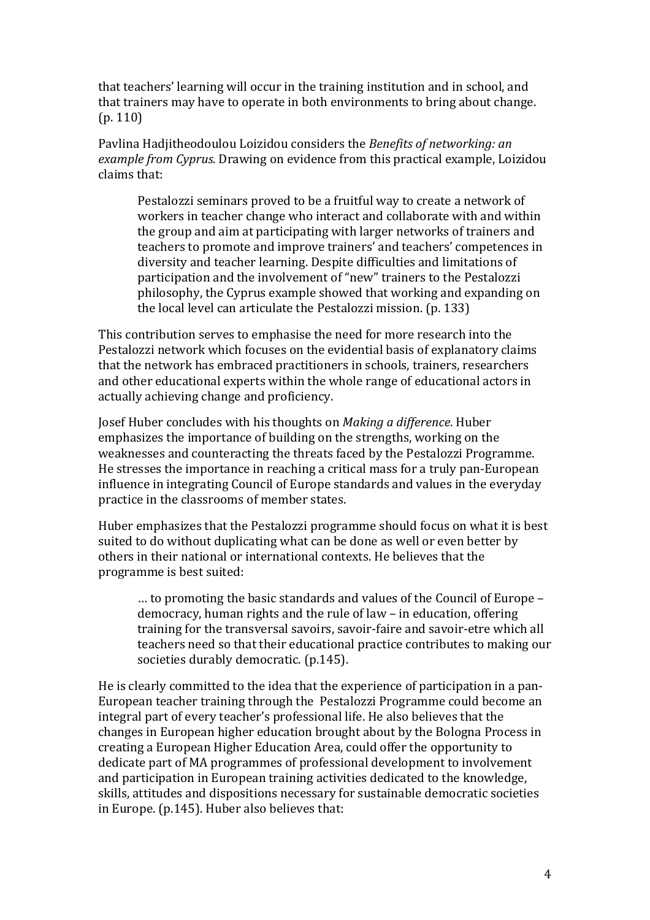that teachers' learning will occur in the training institution and in school, and that trainers may have to operate in both environments to bring about change. (p. 110)

Pavlina Hadjitheodoulou Loizidou considers the *Benefits of networking: an example from Cyprus.* Drawing on evidence from this practical example, Loizidou claims that:

> Pestalozzi seminars proved to be a fruitful way to create a network of workers in teacher change who interact and collaborate with and within the group and aim at participating with larger networks of trainers and teachers to promote and improve trainers' and teachers' competences in diversity and teacher learning. Despite difficulties and limitations of participation and the involvement of "new" trainers to the Pestalozzi philosophy, the Cyprus example showed that working and expanding on the local level can articulate the Pestalozzi mission. (p. 133)

This contribution serves to emphasise the need for more research into the Pestalozzi network which focuses on the evidential basis of explanatory claims that the network has embraced practitioners in schools, trainers, researchers and other educational experts within the whole range of educational actors in actually achieving change and proficiency.

Josef Huber concludes with his thoughts on *Making a difference*. Huber emphasizes the importance of building on the strengths, working on the weaknesses and counteracting the threats faced by the Pestalozzi Programme. He stresses the importance in reaching a critical mass for a truly pan-European influence in integrating Council of Europe standards and values in the everyday practice in the classrooms of member states.

Huber emphasizes that the Pestalozzi programme should focus on what it is best suited to do without duplicating what can be done as well or even better by others in their national or international contexts. He believes that the programme is best suited:

> … to promoting the basic standards and values of the Council of Europe – democracy, human rights and the rule of law – in education, offering training for the transversal savoirs, savoir-faire and savoir-etre which all teachers need so that their educational practice contributes to making our societies durably democratic. (p.145).

He is clearly committed to the idea that the experience of participation in a pan-European teacher training through the Pestalozzi Programme could become an integral part of every teacher's professional life. He also believes that the changes in European higher education brought about by the Bologna Process in creating a European Higher Education Area, could offer the opportunity to dedicate part of MA programmes of professional development to involvement and participation in European training activities dedicated to the knowledge, skills, attitudes and dispositions necessary for sustainable democratic societies in Europe. (p.145). Huber also believes that: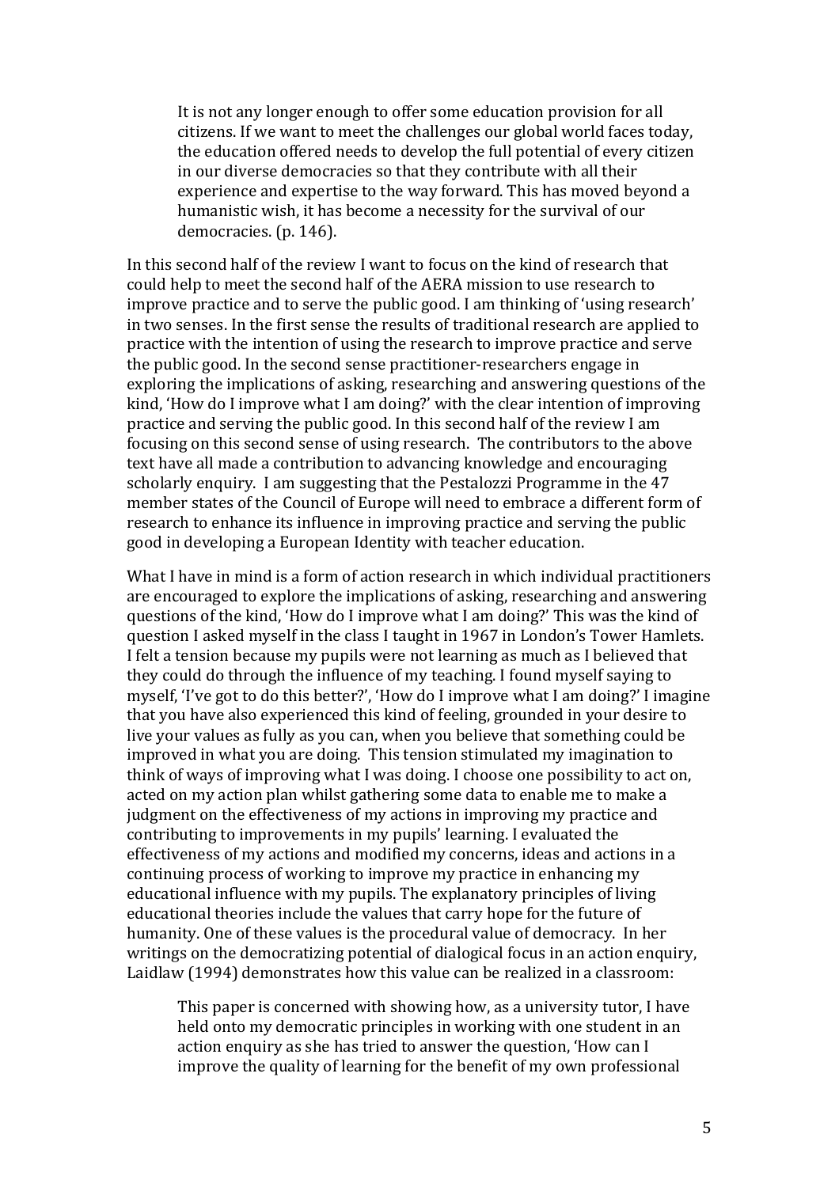> It is not any longer enough to offer some education provision for all citizens. If we want to meet the challenges our global world faces today, the education offered needs to develop the full potential of every citizen in our diverse democracies so that they contribute with all their experience and expertise to the way forward. This has moved beyond a humanistic wish, it has become a necessity for the survival of our democracies. (p. 146).

In this second half of the review I want to focus on the kind of research that could help to meet the second half of the AERA mission to use research to improve practice and to serve the public good. I am thinking of 'using research' in two senses. In the first sense the results of traditional research are applied to practice with the intention of using the research to improve practice and serve the public good. In the second sense practitioner-researchers engage in exploring the implications of asking, researching and answering questions of the kind, 'How do I improve what I am doing?' with the clear intention of improving practice and serving the public good. In this second half of the review I am focusing on this second sense of using research. The contributors to the above text have all made a contribution to advancing knowledge and encouraging scholarly enquiry. I am suggesting that the Pestalozzi Programme in the 47 member states of the Council of Europe will need to embrace a different form of research to enhance its influence in improving practice and serving the public good in developing a European Identity with teacher education.

What I have in mind is a form of action research in which individual practitioners are encouraged to explore the implications of asking, researching and answering questions of the kind, 'How do I improve what I am doing?' This was the kind of question I asked myself in the class I taught in 1967 in London's Tower Hamlets. I felt a tension because my pupils were not learning as much as I believed that they could do through the influence of my teaching. I found myself saying to myself, 'I've got to do this better?', 'How do I improve what I am doing?' I imagine that you have also experienced this kind of feeling, grounded in your desire to live your values as fully as you can, when you believe that something could be improved in what you are doing. This tension stimulated my imagination to think of ways of improving what I was doing. I choose one possibility to act on, acted on my action plan whilst gathering some data to enable me to make a judgment on the effectiveness of my actions in improving my practice and contributing to improvements in my pupils' learning. I evaluated the effectiveness of my actions and modified my concerns, ideas and actions in a continuing process of working to improve my practice in enhancing my educational influence with my pupils. The explanatory principles of living educational theories include the values that carry hope for the future of humanity. One of these values is the procedural value of democracy. In her writings on the democratizing potential of dialogical focus in an action enquiry, Laidlaw (1994) demonstrates how this value can be realized in a classroom:

> This paper is concerned with showing how, as a university tutor, I have held onto my democratic principles in working with one student in an action enquiry as she has tried to answer the question, 'How can I improve the quality of learning for the benefit of my own professional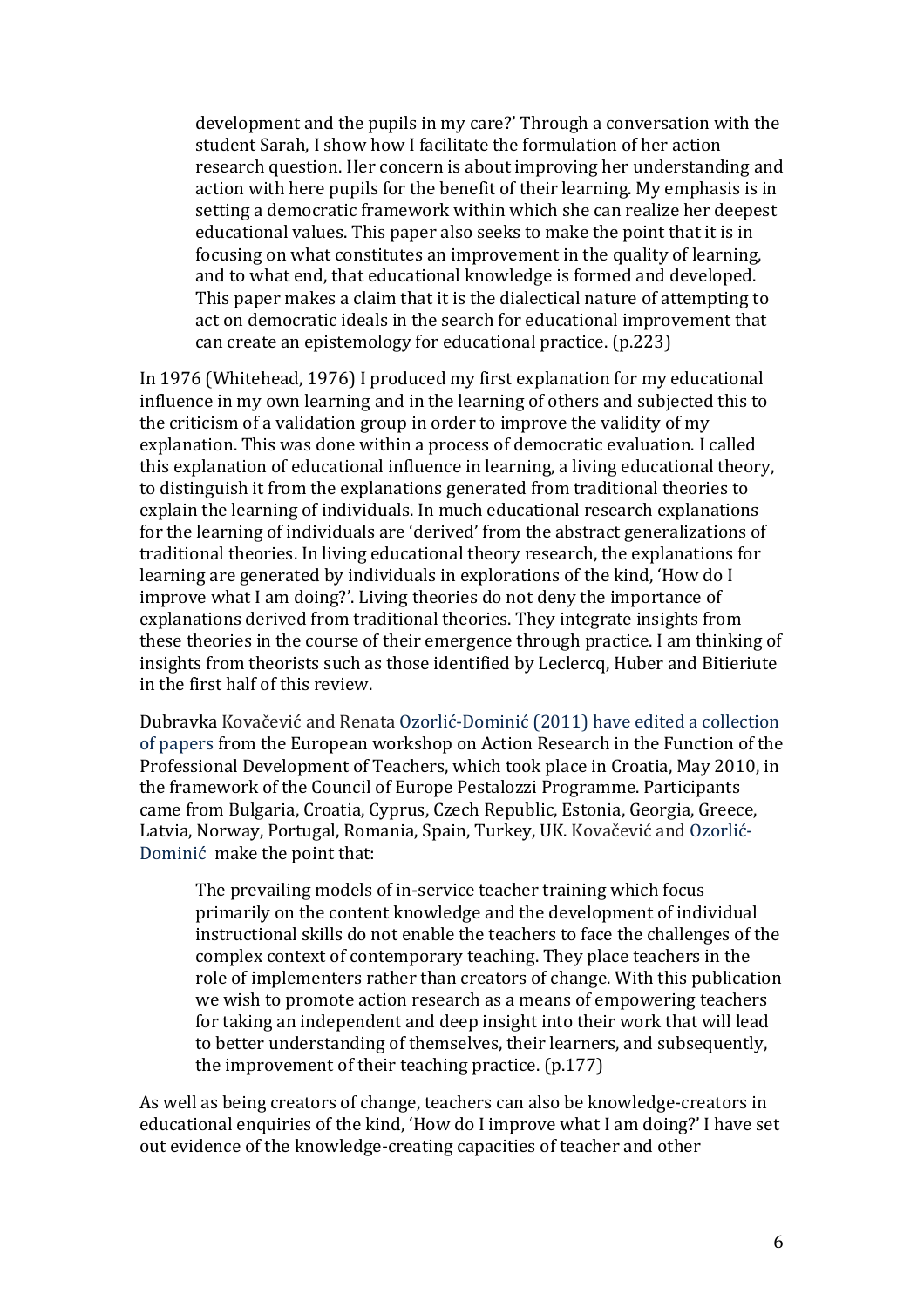> development and the pupils in my care?' Through a conversation with the student Sarah, I show how I facilitate the formulation of her action research question. Her concern is about improving her understanding and action with here pupils for the benefit of their learning. My emphasis is in setting a democratic framework within which she can realize her deepest educational values. This paper also seeks to make the point that it is in focusing on what constitutes an improvement in the quality of learning, and to what end, that educational knowledge is formed and developed. This paper makes a claim that it is the dialectical nature of attempting to act on democratic ideals in the search for educational improvement that can create an epistemology for educational practice. (p.223)

In 1976 (Whitehead, 1976) I produced my first explanation for my educational influence in my own learning and in the learning of others and subjected this to the criticism of a validation group in order to improve the validity of my explanation. This was done within a process of democratic evaluation. I called this explanation of educational influence in learning, a living educational theory, to distinguish it from the explanations generated from traditional theories to explain the learning of individuals. In much educational research explanations for the learning of individuals are 'derived' from the abstract generalizations of traditional theories. In living educational theory research, the explanations for learning are generated by individuals in explorations of the kind, 'How do I improve what I am doing?'. Living theories do not deny the importance of explanations derived from traditional theories. They integrate insights from these theories in the course of their emergence through practice. I am thinking of insights from theorists such as those identified by Leclercq, Huber and Bitieriute in the first half of this review.

Dubravka Kovačević and Renata Ozorlić-Dominić (2011) have edited a collection of papers from the European workshop on Action Research in the Function of the Professional Development of Teachers, which took place in Croatia, May 2010, in the framework of the Council of Europe Pestalozzi Programme. Participants came from Bulgaria, Croatia, Cyprus, Czech Republic, Estonia, Georgia, Greece, Latvia, Norway, Portugal, Romania, Spain, Turkey, UK. Kovačević and Ozorlić-Dominić make the point that:

> The prevailing models of in-service teacher training which focus primarily on the content knowledge and the development of individual instructional skills do not enable the teachers to face the challenges of the complex context of contemporary teaching. They place teachers in the role of implementers rather than creators of change. With this publication we wish to promote action research as a means of empowering teachers for taking an independent and deep insight into their work that will lead to better understanding of themselves, their learners, and subsequently, the improvement of their teaching practice. (p.177)

As well as being creators of change, teachers can also be knowledge-creators in educational enquiries of the kind, 'How do I improve what I am doing?' I have set out evidence of the knowledge-creating capacities of teacher and other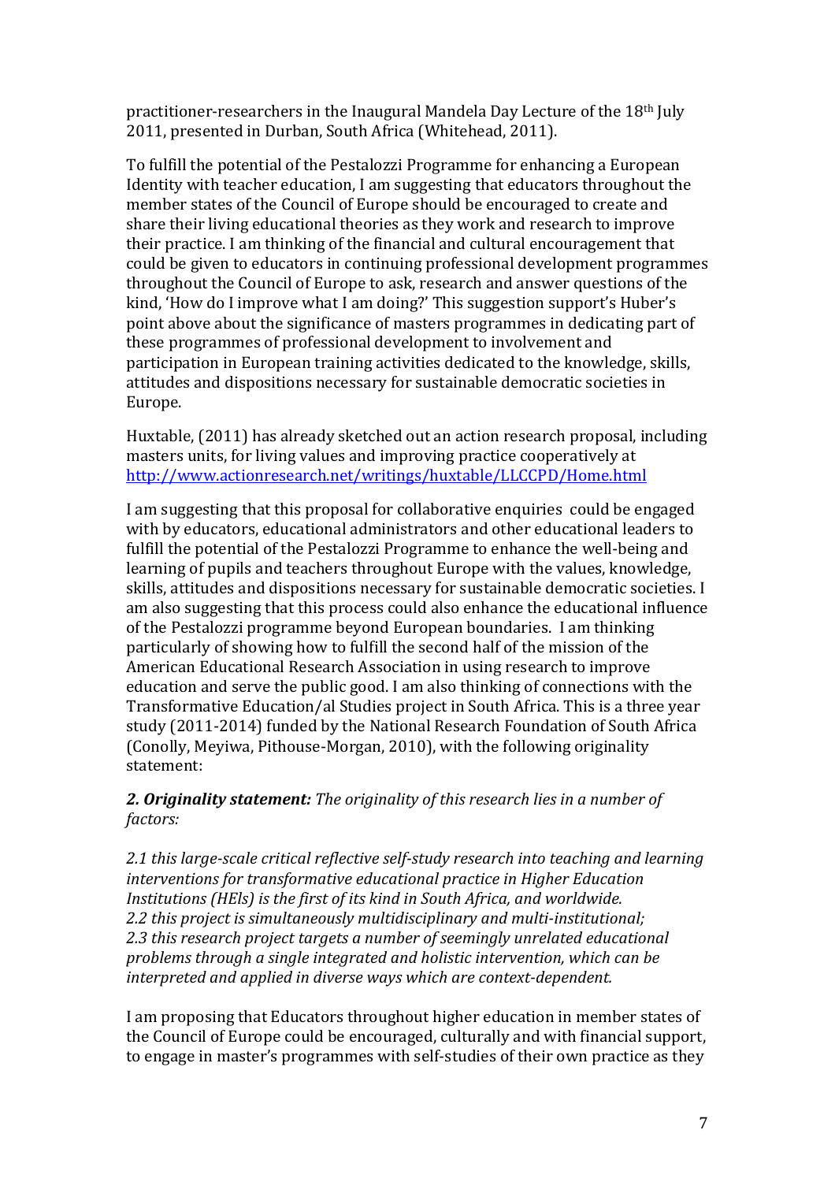practitioner-researchers in the Inaugural Mandela Day Lecture of the 18th July 2011, presented in Durban, South Africa (Whitehead, 2011).

To fulfill the potential of the Pestalozzi Programme for enhancing a European Identity with teacher education, I am suggesting that educators throughout the member states of the Council of Europe should be encouraged to create and share their living educational theories as they work and research to improve their practice. I am thinking of the financial and cultural encouragement that could be given to educators in continuing professional development programmes throughout the Council of Europe to ask, research and answer questions of the kind, 'How do I improve what I am doing?' This suggestion support's Huber's point above about the significance of masters programmes in dedicating part of these programmes of professional development to involvement and participation in European training activities dedicated to the knowledge, skills, attitudes and dispositions necessary for sustainable democratic societies in Europe.

Huxtable, (2011) has already sketched out an action research proposal, including masters units, for living values and improving practice cooperatively at http://www.actionresearch.net/writings/huxtable/LLCCPD/Home.html

I am suggesting that this proposal for collaborative enquiries could be engaged with by educators, educational administrators and other educational leaders to fulfill the potential of the Pestalozzi Programme to enhance the well-being and learning of pupils and teachers throughout Europe with the values, knowledge, skills, attitudes and dispositions necessary for sustainable democratic societies. I am also suggesting that this process could also enhance the educational influence of the Pestalozzi programme beyond European boundaries. I am thinking particularly of showing how to fulfill the second half of the mission of the American Educational Research Association in using research to improve education and serve the public good. I am also thinking of connections with the Transformative Education/al Studies project in South Africa. This is a three year study (2011-2014) funded by the National Research Foundation of South Africa (Conolly, Meyiwa, Pithouse-Morgan, 2010), with the following originality statement:

***2. Originality statement:*** *The originality of this research lies in a number of factors:*

*2.1 this large-scale critical reflective self-study research into teaching and learning interventions for transformative educational practice in Higher Education Institutions (HEIs) is the first of its kind in South Africa, and worldwide.*
*2.2 this project is simultaneously multidisciplinary and multi-institutional;*
*2.3 this research project targets a number of seemingly unrelated educational problems through a single integrated and holistic intervention, which can be interpreted and applied in diverse ways which are context-dependent.*

I am proposing that Educators throughout higher education in member states of the Council of Europe could be encouraged, culturally and with financial support, to engage in master's programmes with self-studies of their own practice as they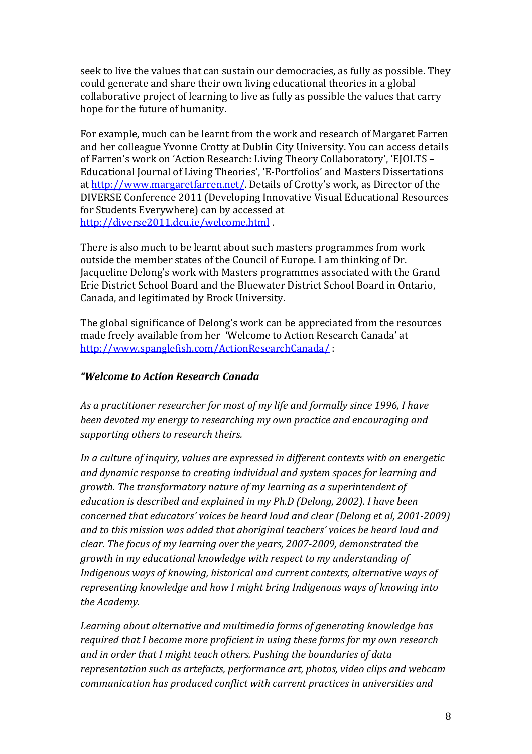seek to live the values that can sustain our democracies, as fully as possible. They could generate and share their own living educational theories in a global collaborative project of learning to live as fully as possible the values that carry hope for the future of humanity.

For example, much can be learnt from the work and research of Margaret Farren and her colleague Yvonne Crotty at Dublin City University. You can access details of Farren's work on 'Action Research: Living Theory Collaboratory', 'EJOLTS – Educational Journal of Living Theories', 'E-Portfolios' and Masters Dissertations at http://www.margaretfarren.net/. Details of Crotty's work, as Director of the DIVERSE Conference 2011 (Developing Innovative Visual Educational Resources for Students Everywhere) can by accessed at http://diverse2011.dcu.ie/welcome.html .

There is also much to be learnt about such masters programmes from work outside the member states of the Council of Europe. I am thinking of Dr. Jacqueline Delong's work with Masters programmes associated with the Grand Erie District School Board and the Bluewater District School Board in Ontario, Canada, and legitimated by Brock University.

The global significance of Delong's work can be appreciated from the resources made freely available from her 'Welcome to Action Research Canada' at http://www.spanglefish.com/ActionResearchCanada/ :

***"Welcome to Action Research Canada***

*As a practitioner researcher for most of my life and formally since 1996, I have been devoted my energy to researching my own practice and encouraging and supporting others to research theirs.*

*In a culture of inquiry, values are expressed in different contexts with an energetic and dynamic response to creating individual and system spaces for learning and growth. The transformatory nature of my learning as a superintendent of education is described and explained in my Ph.D (Delong, 2002). I have been concerned that educators' voices be heard loud and clear (Delong et al, 2001-2009) and to this mission was added that aboriginal teachers' voices be heard loud and clear. The focus of my learning over the years, 2007-2009, demonstrated the growth in my educational knowledge with respect to my understanding of Indigenous ways of knowing, historical and current contexts, alternative ways of representing knowledge and how I might bring Indigenous ways of knowing into the Academy.*

*Learning about alternative and multimedia forms of generating knowledge has required that I become more proficient in using these forms for my own research and in order that I might teach others. Pushing the boundaries of data representation such as artefacts, performance art, photos, video clips and webcam communication has produced conflict with current practices in universities and*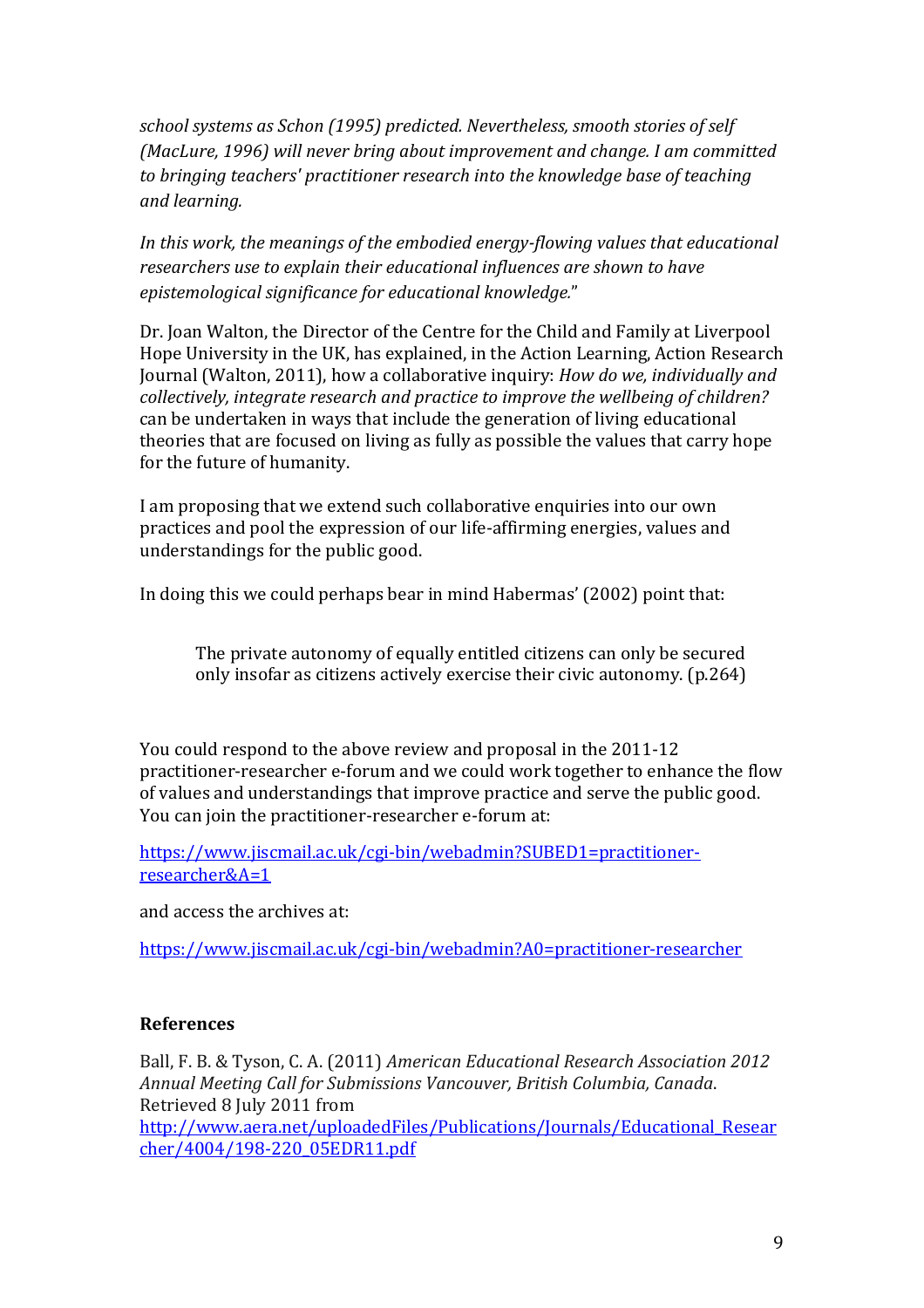*school systems as Schon (1995) predicted. Nevertheless, smooth stories of self (MacLure, 1996) will never bring about improvement and change. I am committed to bringing teachers' practitioner research into the knowledge base of teaching and learning.*

*In this work, the meanings of the embodied energy-flowing values that educational researchers use to explain their educational influences are shown to have epistemological significance for educational knowledge.*"

Dr. Joan Walton, the Director of the Centre for the Child and Family at Liverpool Hope University in the UK, has explained, in the Action Learning, Action Research Journal (Walton, 2011), how a collaborative inquiry: *How do we, individually and collectively, integrate research and practice to improve the wellbeing of children?* can be undertaken in ways that include the generation of living educational theories that are focused on living as fully as possible the values that carry hope for the future of humanity.

I am proposing that we extend such collaborative enquiries into our own practices and pool the expression of our life-affirming energies, values and understandings for the public good.

In doing this we could perhaps bear in mind Habermas' (2002) point that:

> The private autonomy of equally entitled citizens can only be secured only insofar as citizens actively exercise their civic autonomy. (p.264)

You could respond to the above review and proposal in the 2011-12 practitioner-researcher e-forum and we could work together to enhance the flow of values and understandings that improve practice and serve the public good. You can join the practitioner-researcher e-forum at:

https://www.jiscmail.ac.uk/cgi-bin/webadmin?SUBED1=practitioner-researcher&A=1

and access the archives at:

https://www.jiscmail.ac.uk/cgi-bin/webadmin?A0=practitioner-researcher

## References

Ball, F. B. & Tyson, C. A. (2011) *American Educational Research Association 2012 Annual Meeting Call for Submissions Vancouver, British Columbia, Canada*. Retrieved 8 July 2011 from http://www.aera.net/uploadedFiles/Publications/Journals/Educational_Researcher/4004/198-220_05EDR11.pdf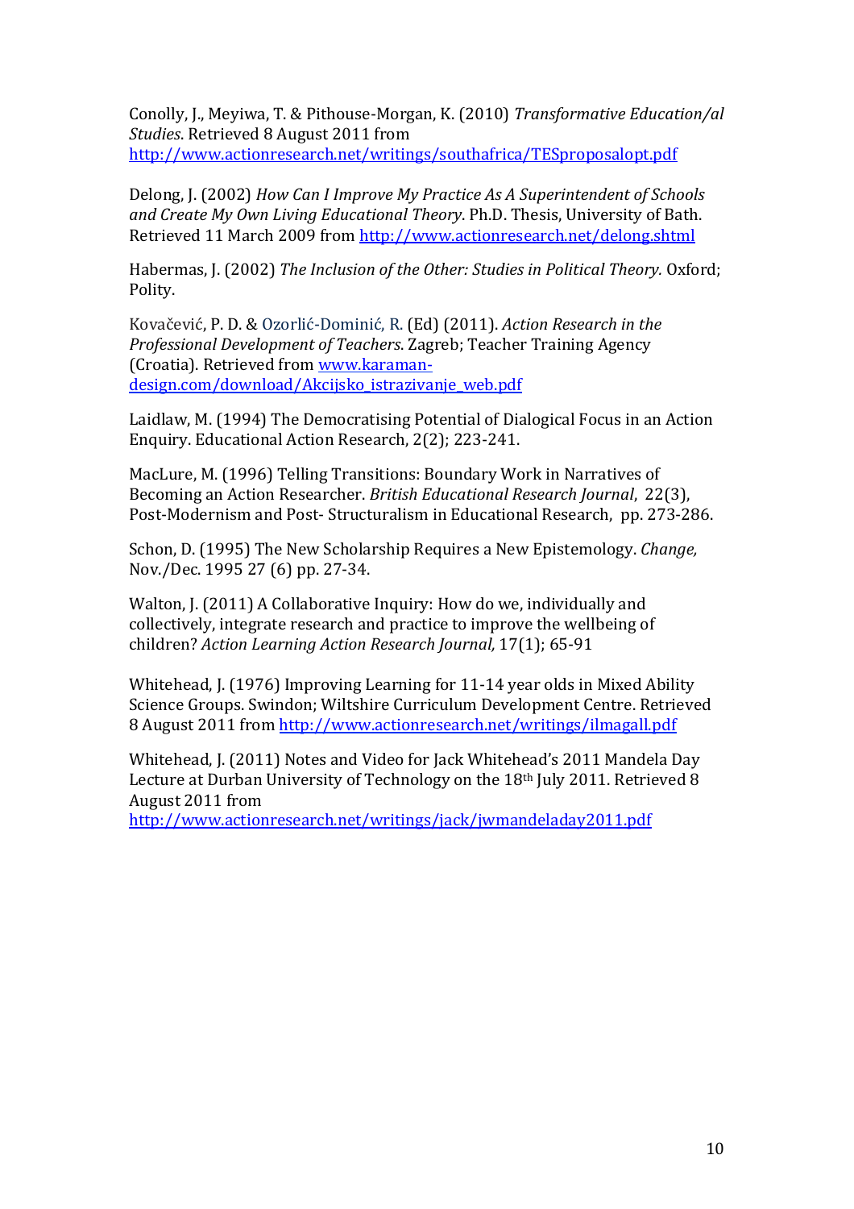Conolly, J., Meyiwa, T. & Pithouse-Morgan, K. (2010) *Transformative Education/al Studies*. Retrieved 8 August 2011 from http://www.actionresearch.net/writings/southafrica/TESproposalopt.pdf

Delong, J. (2002) *How Can I Improve My Practice As A Superintendent of Schools and Create My Own Living Educational Theory*. Ph.D. Thesis, University of Bath. Retrieved 11 March 2009 from http://www.actionresearch.net/delong.shtml

Habermas, J. (2002) *The Inclusion of the Other: Studies in Political Theory.* Oxford; Polity.

Kovačević, P. D. & Ozorlić-Dominić, R. (Ed) (2011). *Action Research in the Professional Development of Teachers*. Zagreb; Teacher Training Agency (Croatia). Retrieved from www.karaman-design.com/download/Akcijsko_istrazivanje_web.pdf

Laidlaw, M. (1994) The Democratising Potential of Dialogical Focus in an Action Enquiry. Educational Action Research, 2(2); 223-241.

MacLure, M. (1996) Telling Transitions: Boundary Work in Narratives of Becoming an Action Researcher. *British Educational Research Journal*, 22(3), Post-Modernism and Post- Structuralism in Educational Research, pp. 273-286.

Schon, D. (1995) The New Scholarship Requires a New Epistemology. *Change,* Nov./Dec. 1995 27 (6) pp. 27-34.

Walton, J. (2011) A Collaborative Inquiry: How do we, individually and collectively, integrate research and practice to improve the wellbeing of children? *Action Learning Action Research Journal,* 17(1); 65-91

Whitehead, J. (1976) Improving Learning for 11-14 year olds in Mixed Ability Science Groups. Swindon; Wiltshire Curriculum Development Centre. Retrieved 8 August 2011 from http://www.actionresearch.net/writings/ilmagall.pdf

Whitehead, J. (2011) Notes and Video for Jack Whitehead's 2011 Mandela Day Lecture at Durban University of Technology on the 18th July 2011. Retrieved 8 August 2011 from http://www.actionresearch.net/writings/jack/jwmandeladay2011.pdf